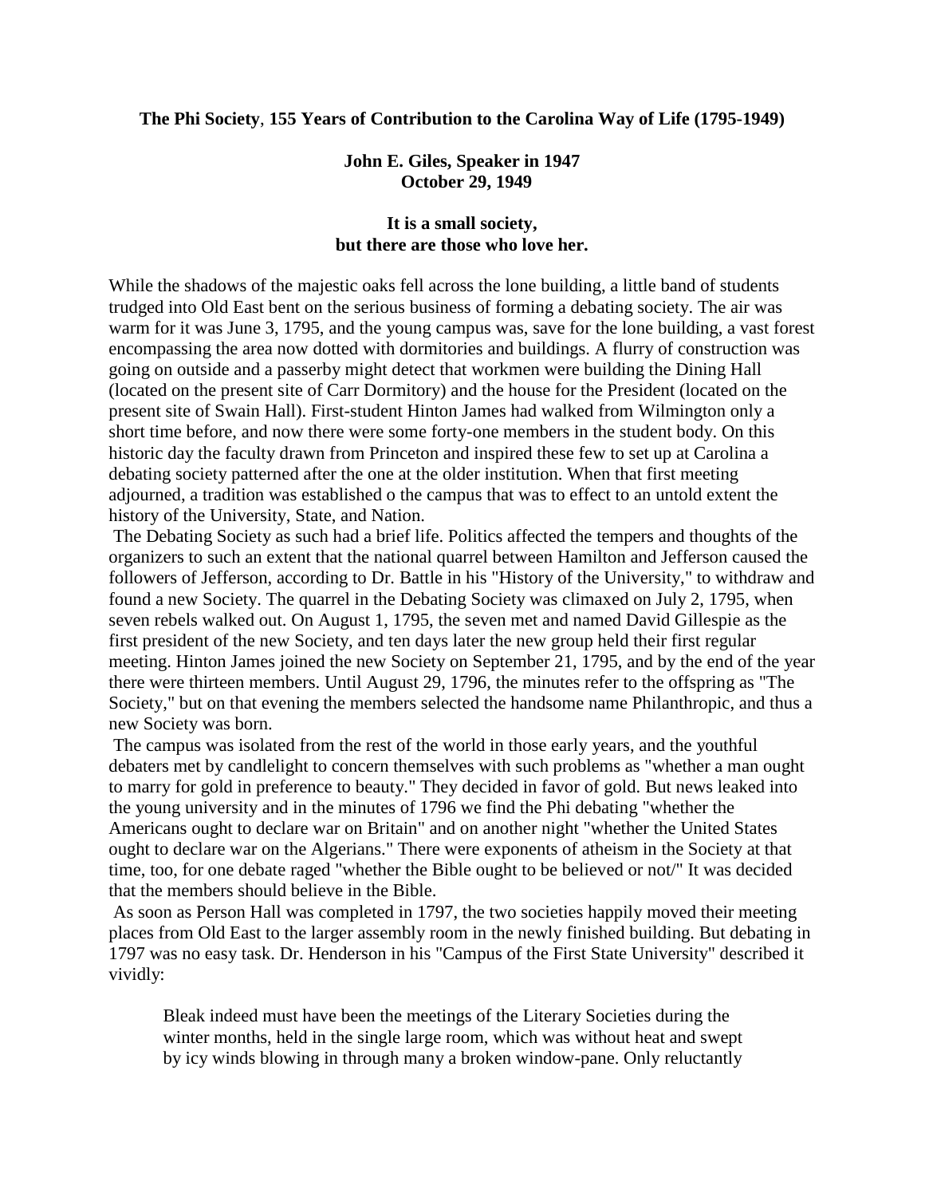**The Phi Society, 155 Years of Contribution to the Carolina Way of Life (1795-1949)**

**John E. Giles, Speaker in 1947**
**October 29, 1949**

**It is a small society,**
**but there are those who love her.**

While the shadows of the majestic oaks fell across the lone building, a little band of students trudged into Old East bent on the serious business of forming a debating society. The air was warm for it was June 3, 1795, and the young campus was, save for the lone building, a vast forest encompassing the area now dotted with dormitories and buildings. A flurry of construction was going on outside and a passerby might detect that workmen were building the Dining Hall (located on the present site of Carr Dormitory) and the house for the President (located on the present site of Swain Hall). First-student Hinton James had walked from Wilmington only a short time before, and now there were some forty-one members in the student body. On this historic day the faculty drawn from Princeton and inspired these few to set up at Carolina a debating society patterned after the one at the older institution. When that first meeting adjourned, a tradition was established o the campus that was to effect to an untold extent the history of the University, State, and Nation.

The Debating Society as such had a brief life. Politics affected the tempers and thoughts of the organizers to such an extent that the national quarrel between Hamilton and Jefferson caused the followers of Jefferson, according to Dr. Battle in his "History of the University," to withdraw and found a new Society. The quarrel in the Debating Society was climaxed on July 2, 1795, when seven rebels walked out. On August 1, 1795, the seven met and named David Gillespie as the first president of the new Society, and ten days later the new group held their first regular meeting. Hinton James joined the new Society on September 21, 1795, and by the end of the year there were thirteen members. Until August 29, 1796, the minutes refer to the offspring as "The Society," but on that evening the members selected the handsome name Philanthropic, and thus a new Society was born.

The campus was isolated from the rest of the world in those early years, and the youthful debaters met by candlelight to concern themselves with such problems as "whether a man ought to marry for gold in preference to beauty." They decided in favor of gold. But news leaked into the young university and in the minutes of 1796 we find the Phi debating "whether the Americans ought to declare war on Britain" and on another night "whether the United States ought to declare war on the Algerians." There were exponents of atheism in the Society at that time, too, for one debate raged "whether the Bible ought to be believed or not/" It was decided that the members should believe in the Bible.

As soon as Person Hall was completed in 1797, the two societies happily moved their meeting places from Old East to the larger assembly room in the newly finished building. But debating in 1797 was no easy task. Dr. Henderson in his "Campus of the First State University" described it vividly:

> Bleak indeed must have been the meetings of the Literary Societies during the winter months, held in the single large room, which was without heat and swept by icy winds blowing in through many a broken window-pane. Only reluctantly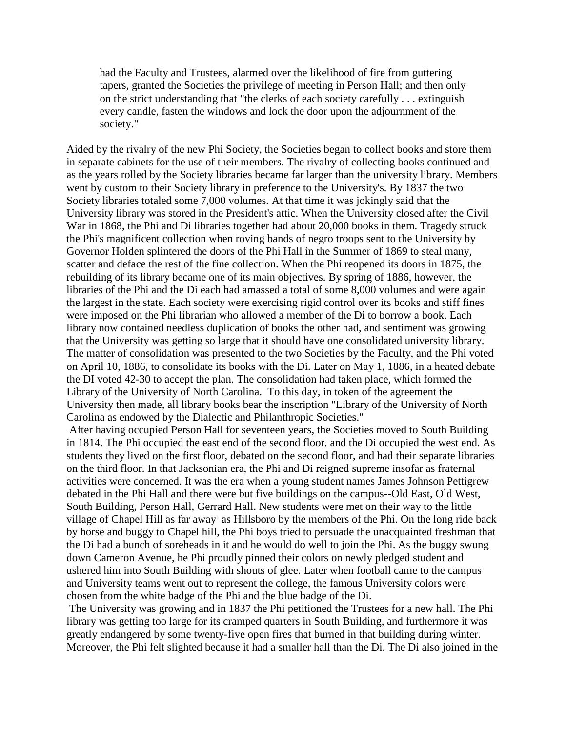> had the Faculty and Trustees, alarmed over the likelihood of fire from guttering tapers, granted the Societies the privilege of meeting in Person Hall; and then only on the strict understanding that "the clerks of each society carefully . . . extinguish every candle, fasten the windows and lock the door upon the adjournment of the society."

Aided by the rivalry of the new Phi Society, the Societies began to collect books and store them in separate cabinets for the use of their members. The rivalry of collecting books continued and as the years rolled by the Society libraries became far larger than the university library. Members went by custom to their Society library in preference to the University's. By 1837 the two Society libraries totaled some 7,000 volumes. At that time it was jokingly said that the University library was stored in the President's attic. When the University closed after the Civil War in 1868, the Phi and Di libraries together had about 20,000 books in them. Tragedy struck the Phi's magnificent collection when roving bands of negro troops sent to the University by Governor Holden splintered the doors of the Phi Hall in the Summer of 1869 to steal many, scatter and deface the rest of the fine collection. When the Phi reopened its doors in 1875, the rebuilding of its library became one of its main objectives. By spring of 1886, however, the libraries of the Phi and the Di each had amassed a total of some 8,000 volumes and were again the largest in the state. Each society were exercising rigid control over its books and stiff fines were imposed on the Phi librarian who allowed a member of the Di to borrow a book. Each library now contained needless duplication of books the other had, and sentiment was growing that the University was getting so large that it should have one consolidated university library. The matter of consolidation was presented to the two Societies by the Faculty, and the Phi voted on April 10, 1886, to consolidate its books with the Di. Later on May 1, 1886, in a heated debate the DI voted 42-30 to accept the plan. The consolidation had taken place, which formed the Library of the University of North Carolina. To this day, in token of the agreement the University then made, all library books bear the inscription "Library of the University of North Carolina as endowed by the Dialectic and Philanthropic Societies."

After having occupied Person Hall for seventeen years, the Societies moved to South Building in 1814. The Phi occupied the east end of the second floor, and the Di occupied the west end. As students they lived on the first floor, debated on the second floor, and had their separate libraries on the third floor. In that Jacksonian era, the Phi and Di reigned supreme insofar as fraternal activities were concerned. It was the era when a young student names James Johnson Pettigrew debated in the Phi Hall and there were but five buildings on the campus--Old East, Old West, South Building, Person Hall, Gerrard Hall. New students were met on their way to the little village of Chapel Hill as far away as Hillsboro by the members of the Phi. On the long ride back by horse and buggy to Chapel hill, the Phi boys tried to persuade the unacquainted freshman that the Di had a bunch of soreheads in it and he would do well to join the Phi. As the buggy swung down Cameron Avenue, he Phi proudly pinned their colors on newly pledged student and ushered him into South Building with shouts of glee. Later when football came to the campus and University teams went out to represent the college, the famous University colors were chosen from the white badge of the Phi and the blue badge of the Di.

The University was growing and in 1837 the Phi petitioned the Trustees for a new hall. The Phi library was getting too large for its cramped quarters in South Building, and furthermore it was greatly endangered by some twenty-five open fires that burned in that building during winter. Moreover, the Phi felt slighted because it had a smaller hall than the Di. The Di also joined in the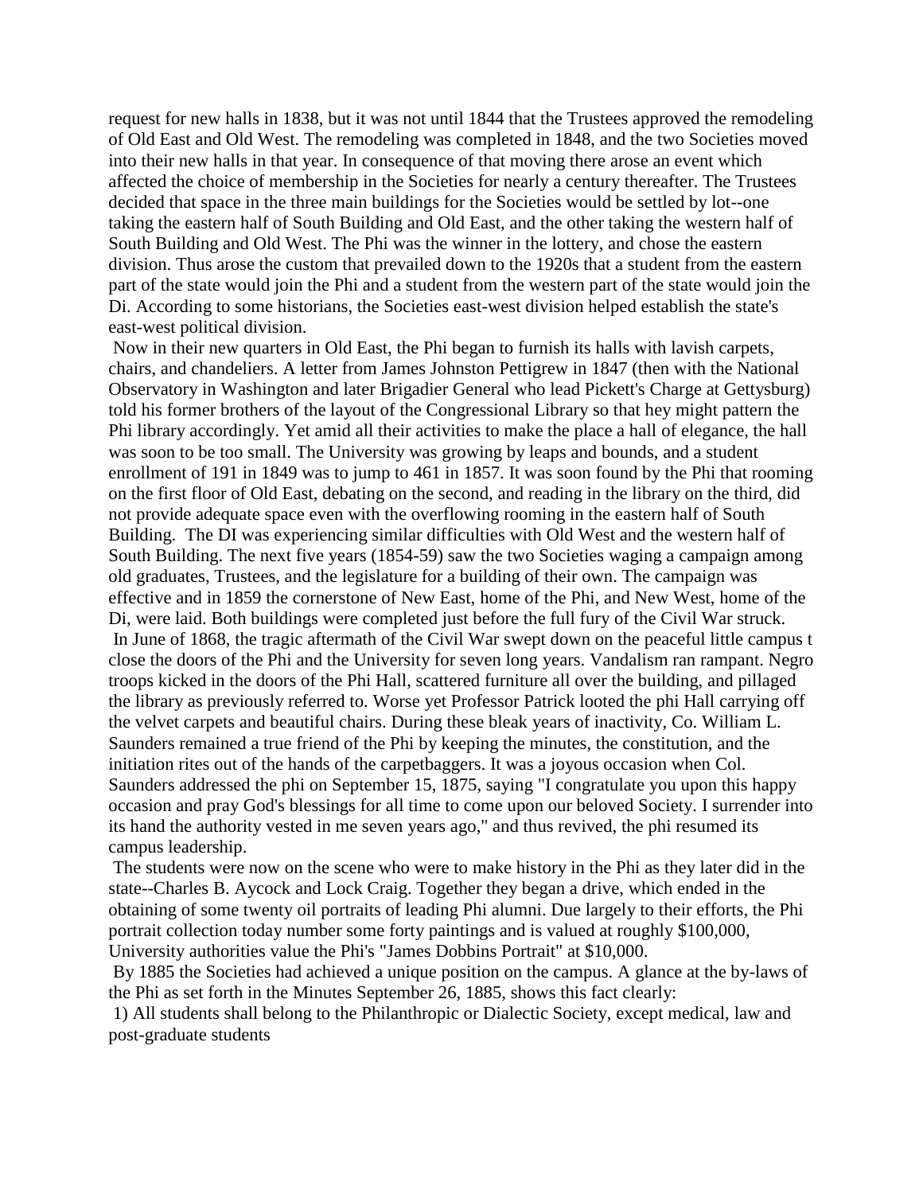request for new halls in 1838, but it was not until 1844 that the Trustees approved the remodeling of Old East and Old West. The remodeling was completed in 1848, and the two Societies moved into their new halls in that year. In consequence of that moving there arose an event which affected the choice of membership in the Societies for nearly a century thereafter. The Trustees decided that space in the three main buildings for the Societies would be settled by lot--one taking the eastern half of South Building and Old East, and the other taking the western half of South Building and Old West. The Phi was the winner in the lottery, and chose the eastern division. Thus arose the custom that prevailed down to the 1920s that a student from the eastern part of the state would join the Phi and a student from the western part of the state would join the Di. According to some historians, the Societies east-west division helped establish the state's east-west political division.

Now in their new quarters in Old East, the Phi began to furnish its halls with lavish carpets, chairs, and chandeliers. A letter from James Johnston Pettigrew in 1847 (then with the National Observatory in Washington and later Brigadier General who lead Pickett's Charge at Gettysburg) told his former brothers of the layout of the Congressional Library so that hey might pattern the Phi library accordingly. Yet amid all their activities to make the place a hall of elegance, the hall was soon to be too small. The University was growing by leaps and bounds, and a student enrollment of 191 in 1849 was to jump to 461 in 1857. It was soon found by the Phi that rooming on the first floor of Old East, debating on the second, and reading in the library on the third, did not provide adequate space even with the overflowing rooming in the eastern half of South Building. The DI was experiencing similar difficulties with Old West and the western half of South Building. The next five years (1854-59) saw the two Societies waging a campaign among old graduates, Trustees, and the legislature for a building of their own. The campaign was effective and in 1859 the cornerstone of New East, home of the Phi, and New West, home of the Di, were laid. Both buildings were completed just before the full fury of the Civil War struck.

In June of 1868, the tragic aftermath of the Civil War swept down on the peaceful little campus t close the doors of the Phi and the University for seven long years. Vandalism ran rampant. Negro troops kicked in the doors of the Phi Hall, scattered furniture all over the building, and pillaged the library as previously referred to. Worse yet Professor Patrick looted the phi Hall carrying off the velvet carpets and beautiful chairs. During these bleak years of inactivity, Co. William L. Saunders remained a true friend of the Phi by keeping the minutes, the constitution, and the initiation rites out of the hands of the carpetbaggers. It was a joyous occasion when Col. Saunders addressed the phi on September 15, 1875, saying "I congratulate you upon this happy occasion and pray God's blessings for all time to come upon our beloved Society. I surrender into its hand the authority vested in me seven years ago," and thus revived, the phi resumed its campus leadership.

The students were now on the scene who were to make history in the Phi as they later did in the state--Charles B. Aycock and Lock Craig. Together they began a drive, which ended in the obtaining of some twenty oil portraits of leading Phi alumni. Due largely to their efforts, the Phi portrait collection today number some forty paintings and is valued at roughly $100,000, University authorities value the Phi's "James Dobbins Portrait" at $10,000.

By 1885 the Societies had achieved a unique position on the campus. A glance at the by-laws of the Phi as set forth in the Minutes September 26, 1885, shows this fact clearly:

1) All students shall belong to the Philanthropic or Dialectic Society, except medical, law and post-graduate students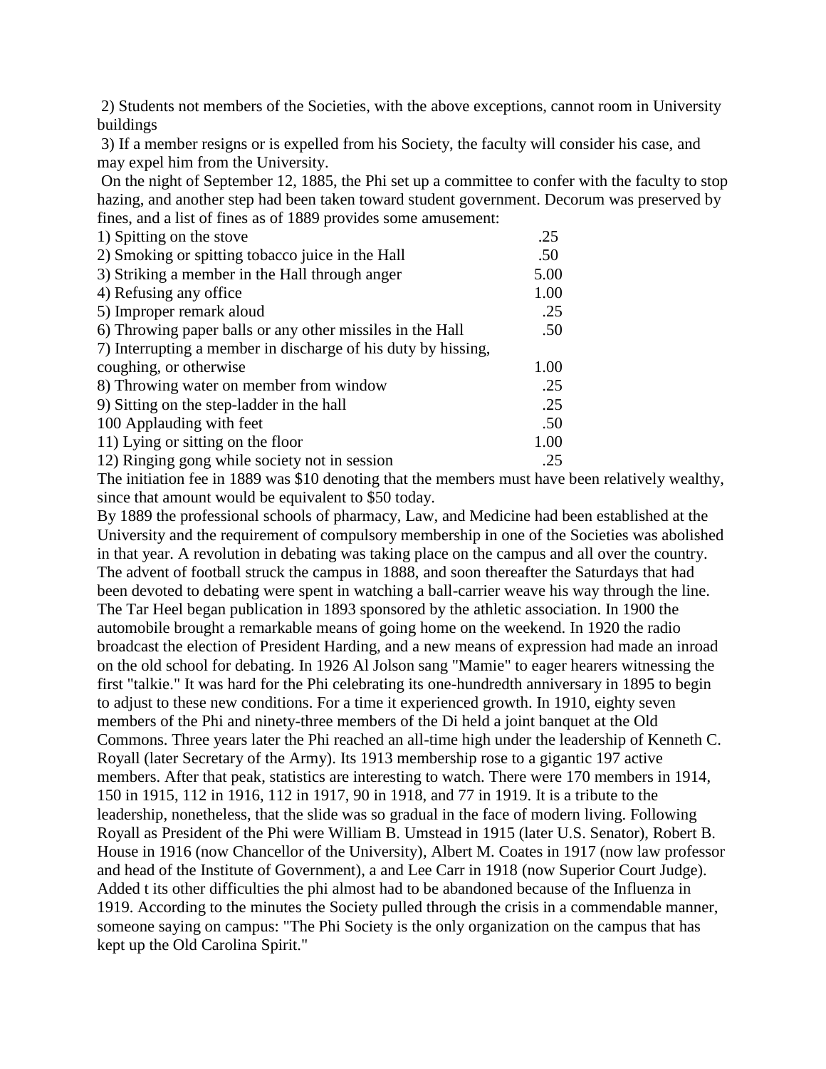2) Students not members of the Societies, with the above exceptions, cannot room in University buildings

3) If a member resigns or is expelled from his Society, the faculty will consider his case, and may expel him from the University.

On the night of September 12, 1885, the Phi set up a committee to confer with the faculty to stop hazing, and another step had been taken toward student government. Decorum was preserved by fines, and a list of fines as of 1889 provides some amusement:

| | |
|---|---|
| 1) Spitting on the stove | .25 |
| 2) Smoking or spitting tobacco juice in the Hall | .50 |
| 3) Striking a member in the Hall through anger | 5.00 |
| 4) Refusing any office | 1.00 |
| 5) Improper remark aloud | .25 |
| 6) Throwing paper balls or any other missiles in the Hall | .50 |
| 7) Interrupting a member in discharge of his duty by hissing, coughing, or otherwise | 1.00 |
| 8) Throwing water on member from window | .25 |
| 9) Sitting on the step-ladder in the hall | .25 |
| 100 Applauding with feet | .50 |
| 11) Lying or sitting on the floor | 1.00 |
| 12) Ringing gong while society not in session | .25 |

The initiation fee in 1889 was $10 denoting that the members must have been relatively wealthy, since that amount would be equivalent to $50 today.

By 1889 the professional schools of pharmacy, Law, and Medicine had been established at the University and the requirement of compulsory membership in one of the Societies was abolished in that year. A revolution in debating was taking place on the campus and all over the country. The advent of football struck the campus in 1888, and soon thereafter the Saturdays that had been devoted to debating were spent in watching a ball-carrier weave his way through the line. The Tar Heel began publication in 1893 sponsored by the athletic association. In 1900 the automobile brought a remarkable means of going home on the weekend. In 1920 the radio broadcast the election of President Harding, and a new means of expression had made an inroad on the old school for debating. In 1926 Al Jolson sang "Mamie" to eager hearers witnessing the first "talkie." It was hard for the Phi celebrating its one-hundredth anniversary in 1895 to begin to adjust to these new conditions. For a time it experienced growth. In 1910, eighty seven members of the Phi and ninety-three members of the Di held a joint banquet at the Old Commons. Three years later the Phi reached an all-time high under the leadership of Kenneth C. Royall (later Secretary of the Army). Its 1913 membership rose to a gigantic 197 active members. After that peak, statistics are interesting to watch. There were 170 members in 1914, 150 in 1915, 112 in 1916, 112 in 1917, 90 in 1918, and 77 in 1919. It is a tribute to the leadership, nonetheless, that the slide was so gradual in the face of modern living. Following Royall as President of the Phi were William B. Umstead in 1915 (later U.S. Senator), Robert B. House in 1916 (now Chancellor of the University), Albert M. Coates in 1917 (now law professor and head of the Institute of Government), a and Lee Carr in 1918 (now Superior Court Judge). Added t its other difficulties the phi almost had to be abandoned because of the Influenza in 1919. According to the minutes the Society pulled through the crisis in a commendable manner, someone saying on campus: "The Phi Society is the only organization on the campus that has kept up the Old Carolina Spirit."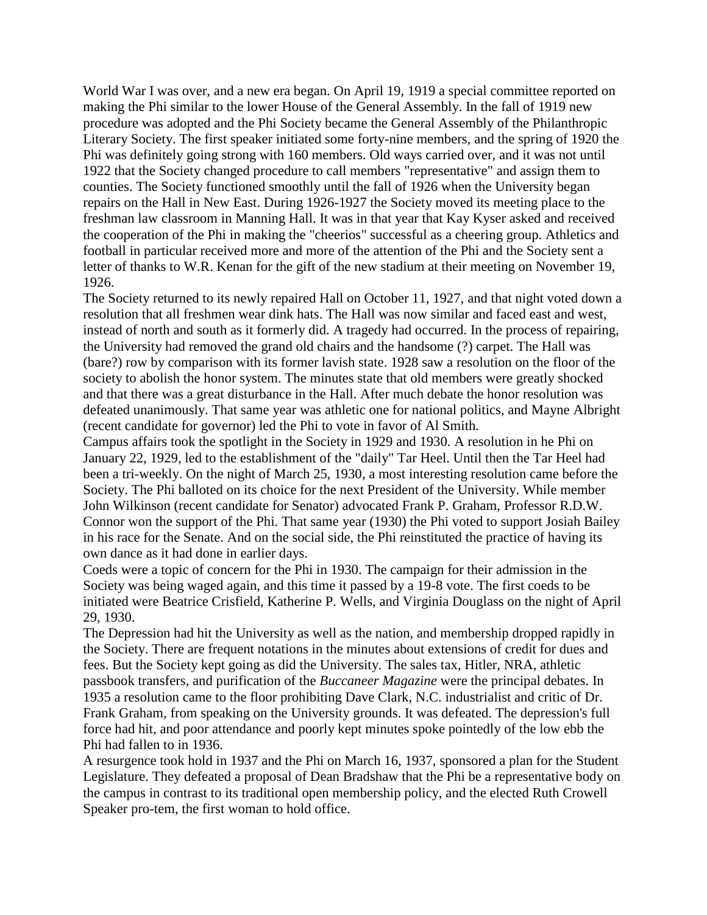World War I was over, and a new era began. On April 19, 1919 a special committee reported on making the Phi similar to the lower House of the General Assembly. In the fall of 1919 new procedure was adopted and the Phi Society became the General Assembly of the Philanthropic Literary Society. The first speaker initiated some forty-nine members, and the spring of 1920 the Phi was definitely going strong with 160 members. Old ways carried over, and it was not until 1922 that the Society changed procedure to call members "representative" and assign them to counties. The Society functioned smoothly until the fall of 1926 when the University began repairs on the Hall in New East. During 1926-1927 the Society moved its meeting place to the freshman law classroom in Manning Hall. It was in that year that Kay Kyser asked and received the cooperation of the Phi in making the "cheerios" successful as a cheering group. Athletics and football in particular received more and more of the attention of the Phi and the Society sent a letter of thanks to W.R. Kenan for the gift of the new stadium at their meeting on November 19, 1926.

The Society returned to its newly repaired Hall on October 11, 1927, and that night voted down a resolution that all freshmen wear dink hats. The Hall was now similar and faced east and west, instead of north and south as it formerly did. A tragedy had occurred. In the process of repairing, the University had removed the grand old chairs and the handsome (?) carpet. The Hall was (bare?) row by comparison with its former lavish state. 1928 saw a resolution on the floor of the society to abolish the honor system. The minutes state that old members were greatly shocked and that there was a great disturbance in the Hall. After much debate the honor resolution was defeated unanimously. That same year was athletic one for national politics, and Mayne Albright (recent candidate for governor) led the Phi to vote in favor of Al Smith.

Campus affairs took the spotlight in the Society in 1929 and 1930. A resolution in he Phi on January 22, 1929, led to the establishment of the "daily" Tar Heel. Until then the Tar Heel had been a tri-weekly. On the night of March 25, 1930, a most interesting resolution came before the Society. The Phi balloted on its choice for the next President of the University. While member John Wilkinson (recent candidate for Senator) advocated Frank P. Graham, Professor R.D.W. Connor won the support of the Phi. That same year (1930) the Phi voted to support Josiah Bailey in his race for the Senate. And on the social side, the Phi reinstituted the practice of having its own dance as it had done in earlier days.

Coeds were a topic of concern for the Phi in 1930. The campaign for their admission in the Society was being waged again, and this time it passed by a 19-8 vote. The first coeds to be initiated were Beatrice Crisfield, Katherine P. Wells, and Virginia Douglass on the night of April 29, 1930.

The Depression had hit the University as well as the nation, and membership dropped rapidly in the Society. There are frequent notations in the minutes about extensions of credit for dues and fees. But the Society kept going as did the University. The sales tax, Hitler, NRA, athletic passbook transfers, and purification of the *Buccaneer Magazine* were the principal debates. In 1935 a resolution came to the floor prohibiting Dave Clark, N.C. industrialist and critic of Dr. Frank Graham, from speaking on the University grounds. It was defeated. The depression's full force had hit, and poor attendance and poorly kept minutes spoke pointedly of the low ebb the Phi had fallen to in 1936.

A resurgence took hold in 1937 and the Phi on March 16, 1937, sponsored a plan for the Student Legislature. They defeated a proposal of Dean Bradshaw that the Phi be a representative body on the campus in contrast to its traditional open membership policy, and the elected Ruth Crowell Speaker pro-tem, the first woman to hold office.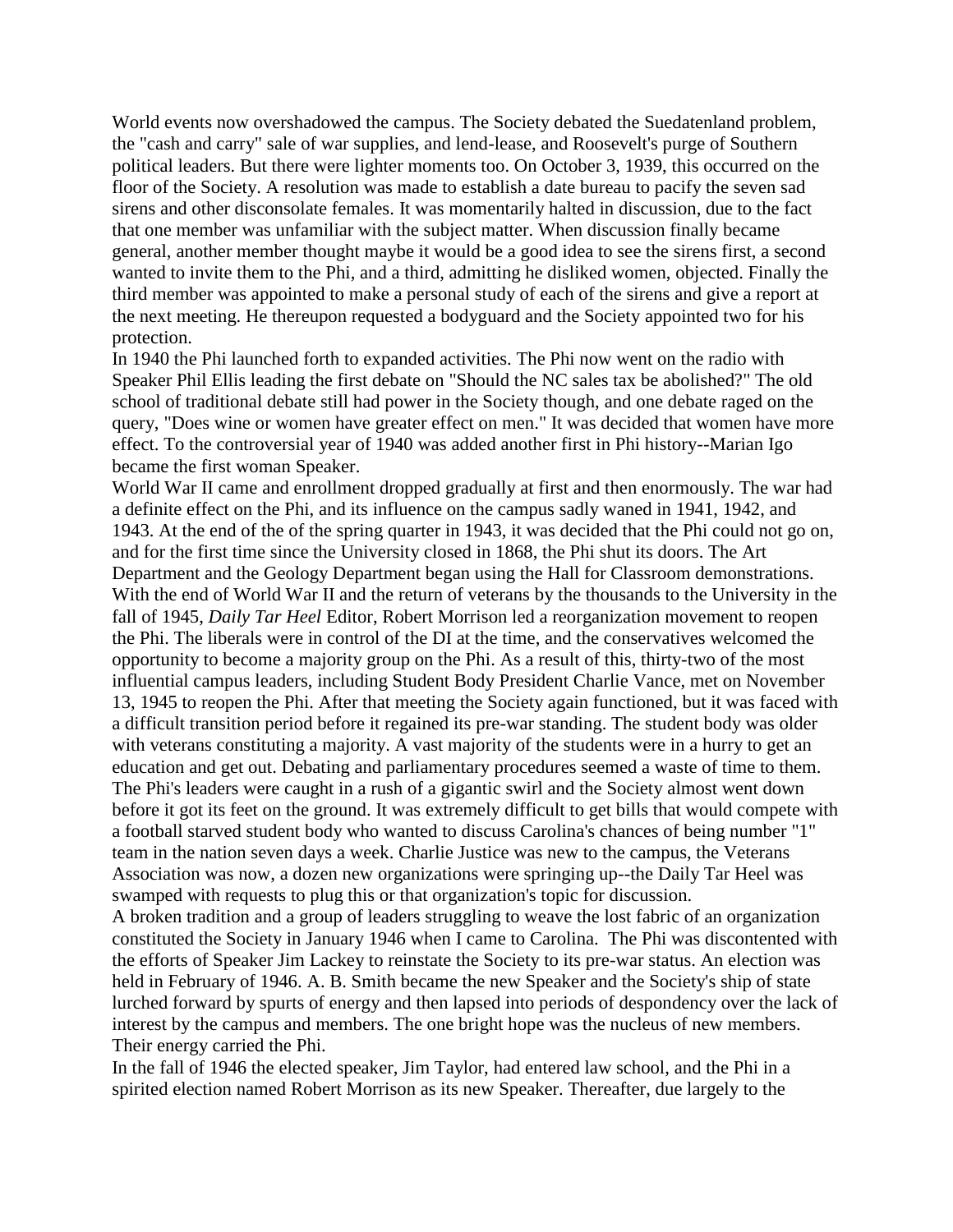World events now overshadowed the campus. The Society debated the Suedatenland problem, the "cash and carry" sale of war supplies, and lend-lease, and Roosevelt's purge of Southern political leaders. But there were lighter moments too. On October 3, 1939, this occurred on the floor of the Society. A resolution was made to establish a date bureau to pacify the seven sad sirens and other disconsolate females. It was momentarily halted in discussion, due to the fact that one member was unfamiliar with the subject matter. When discussion finally became general, another member thought maybe it would be a good idea to see the sirens first, a second wanted to invite them to the Phi, and a third, admitting he disliked women, objected. Finally the third member was appointed to make a personal study of each of the sirens and give a report at the next meeting. He thereupon requested a bodyguard and the Society appointed two for his protection.

In 1940 the Phi launched forth to expanded activities. The Phi now went on the radio with Speaker Phil Ellis leading the first debate on "Should the NC sales tax be abolished?" The old school of traditional debate still had power in the Society though, and one debate raged on the query, "Does wine or women have greater effect on men." It was decided that women have more effect. To the controversial year of 1940 was added another first in Phi history--Marian Igo became the first woman Speaker.

World War II came and enrollment dropped gradually at first and then enormously. The war had a definite effect on the Phi, and its influence on the campus sadly waned in 1941, 1942, and 1943. At the end of the of the spring quarter in 1943, it was decided that the Phi could not go on, and for the first time since the University closed in 1868, the Phi shut its doors. The Art Department and the Geology Department began using the Hall for Classroom demonstrations.

With the end of World War II and the return of veterans by the thousands to the University in the fall of 1945, *Daily Tar Heel* Editor, Robert Morrison led a reorganization movement to reopen the Phi. The liberals were in control of the DI at the time, and the conservatives welcomed the opportunity to become a majority group on the Phi. As a result of this, thirty-two of the most influential campus leaders, including Student Body President Charlie Vance, met on November 13, 1945 to reopen the Phi. After that meeting the Society again functioned, but it was faced with a difficult transition period before it regained its pre-war standing. The student body was older with veterans constituting a majority. A vast majority of the students were in a hurry to get an education and get out. Debating and parliamentary procedures seemed a waste of time to them. The Phi's leaders were caught in a rush of a gigantic swirl and the Society almost went down before it got its feet on the ground. It was extremely difficult to get bills that would compete with a football starved student body who wanted to discuss Carolina's chances of being number "1" team in the nation seven days a week. Charlie Justice was new to the campus, the Veterans Association was now, a dozen new organizations were springing up--the Daily Tar Heel was swamped with requests to plug this or that organization's topic for discussion.

A broken tradition and a group of leaders struggling to weave the lost fabric of an organization constituted the Society in January 1946 when I came to Carolina. The Phi was discontented with the efforts of Speaker Jim Lackey to reinstate the Society to its pre-war status. An election was held in February of 1946. A. B. Smith became the new Speaker and the Society's ship of state lurched forward by spurts of energy and then lapsed into periods of despondency over the lack of interest by the campus and members. The one bright hope was the nucleus of new members. Their energy carried the Phi.

In the fall of 1946 the elected speaker, Jim Taylor, had entered law school, and the Phi in a spirited election named Robert Morrison as its new Speaker. Thereafter, due largely to the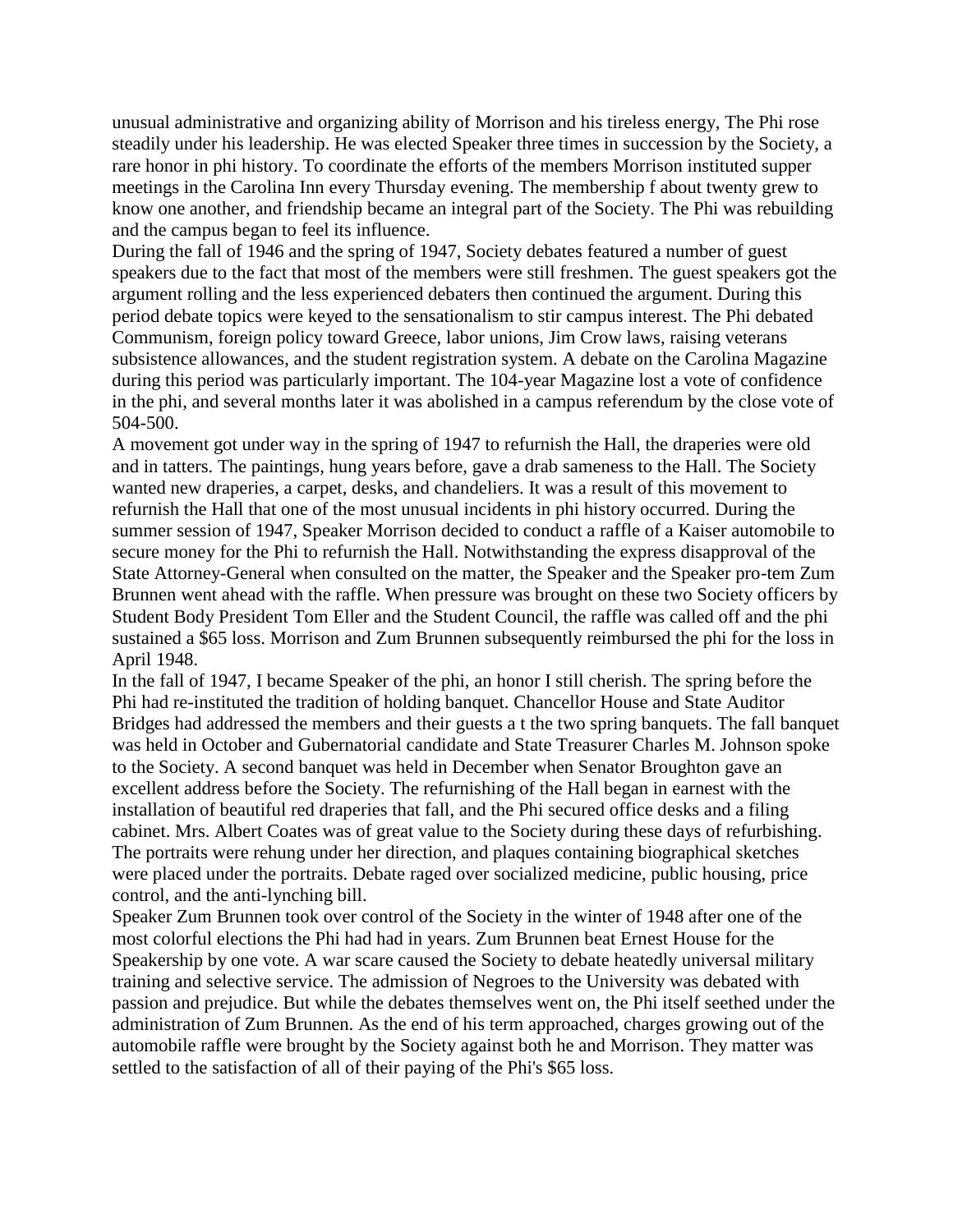unusual administrative and organizing ability of Morrison and his tireless energy, The Phi rose steadily under his leadership. He was elected Speaker three times in succession by the Society, a rare honor in phi history. To coordinate the efforts of the members Morrison instituted supper meetings in the Carolina Inn every Thursday evening. The membership f about twenty grew to know one another, and friendship became an integral part of the Society. The Phi was rebuilding and the campus began to feel its influence.

During the fall of 1946 and the spring of 1947, Society debates featured a number of guest speakers due to the fact that most of the members were still freshmen. The guest speakers got the argument rolling and the less experienced debaters then continued the argument. During this period debate topics were keyed to the sensationalism to stir campus interest. The Phi debated Communism, foreign policy toward Greece, labor unions, Jim Crow laws, raising veterans subsistence allowances, and the student registration system. A debate on the Carolina Magazine during this period was particularly important. The 104-year Magazine lost a vote of confidence in the phi, and several months later it was abolished in a campus referendum by the close vote of 504-500.

A movement got under way in the spring of 1947 to refurnish the Hall, the draperies were old and in tatters. The paintings, hung years before, gave a drab sameness to the Hall. The Society wanted new draperies, a carpet, desks, and chandeliers. It was a result of this movement to refurnish the Hall that one of the most unusual incidents in phi history occurred. During the summer session of 1947, Speaker Morrison decided to conduct a raffle of a Kaiser automobile to secure money for the Phi to refurnish the Hall. Notwithstanding the express disapproval of the State Attorney-General when consulted on the matter, the Speaker and the Speaker pro-tem Zum Brunnen went ahead with the raffle. When pressure was brought on these two Society officers by Student Body President Tom Eller and the Student Council, the raffle was called off and the phi sustained a $65 loss. Morrison and Zum Brunnen subsequently reimbursed the phi for the loss in April 1948.

In the fall of 1947, I became Speaker of the phi, an honor I still cherish. The spring before the Phi had re-instituted the tradition of holding banquet. Chancellor House and State Auditor Bridges had addressed the members and their guests a t the two spring banquets. The fall banquet was held in October and Gubernatorial candidate and State Treasurer Charles M. Johnson spoke to the Society. A second banquet was held in December when Senator Broughton gave an excellent address before the Society. The refurnishing of the Hall began in earnest with the installation of beautiful red draperies that fall, and the Phi secured office desks and a filing cabinet. Mrs. Albert Coates was of great value to the Society during these days of refurbishing. The portraits were rehung under her direction, and plaques containing biographical sketches were placed under the portraits. Debate raged over socialized medicine, public housing, price control, and the anti-lynching bill.

Speaker Zum Brunnen took over control of the Society in the winter of 1948 after one of the most colorful elections the Phi had had in years. Zum Brunnen beat Ernest House for the Speakership by one vote. A war scare caused the Society to debate heatedly universal military training and selective service. The admission of Negroes to the University was debated with passion and prejudice. But while the debates themselves went on, the Phi itself seethed under the administration of Zum Brunnen. As the end of his term approached, charges growing out of the automobile raffle were brought by the Society against both he and Morrison. They matter was settled to the satisfaction of all of their paying of the Phi's $65 loss.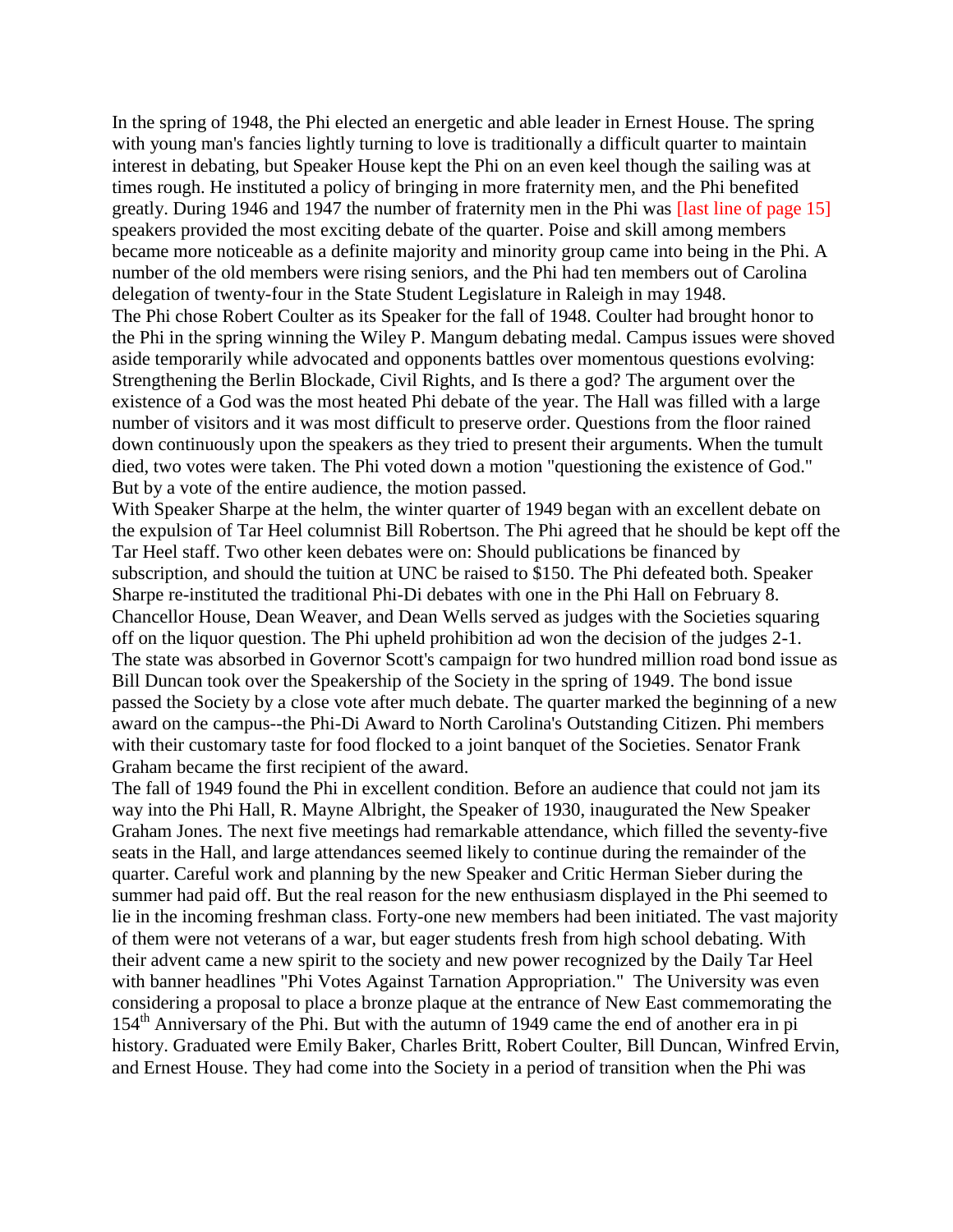In the spring of 1948, the Phi elected an energetic and able leader in Ernest House. The spring with young man's fancies lightly turning to love is traditionally a difficult quarter to maintain interest in debating, but Speaker House kept the Phi on an even keel though the sailing was at times rough. He instituted a policy of bringing in more fraternity men, and the Phi benefited greatly. During 1946 and 1947 the number of fraternity men in the Phi was [last line of page 15] speakers provided the most exciting debate of the quarter. Poise and skill among members became more noticeable as a definite majority and minority group came into being in the Phi. A number of the old members were rising seniors, and the Phi had ten members out of Carolina delegation of twenty-four in the State Student Legislature in Raleigh in may 1948.

The Phi chose Robert Coulter as its Speaker for the fall of 1948. Coulter had brought honor to the Phi in the spring winning the Wiley P. Mangum debating medal. Campus issues were shoved aside temporarily while advocated and opponents battles over momentous questions evolving: Strengthening the Berlin Blockade, Civil Rights, and Is there a god? The argument over the existence of a God was the most heated Phi debate of the year. The Hall was filled with a large number of visitors and it was most difficult to preserve order. Questions from the floor rained down continuously upon the speakers as they tried to present their arguments. When the tumult died, two votes were taken. The Phi voted down a motion "questioning the existence of God." But by a vote of the entire audience, the motion passed.

With Speaker Sharpe at the helm, the winter quarter of 1949 began with an excellent debate on the expulsion of Tar Heel columnist Bill Robertson. The Phi agreed that he should be kept off the Tar Heel staff. Two other keen debates were on: Should publications be financed by subscription, and should the tuition at UNC be raised to $150. The Phi defeated both. Speaker Sharpe re-instituted the traditional Phi-Di debates with one in the Phi Hall on February 8. Chancellor House, Dean Weaver, and Dean Wells served as judges with the Societies squaring off on the liquor question. The Phi upheld prohibition ad won the decision of the judges 2-1.

The state was absorbed in Governor Scott's campaign for two hundred million road bond issue as Bill Duncan took over the Speakership of the Society in the spring of 1949. The bond issue passed the Society by a close vote after much debate. The quarter marked the beginning of a new award on the campus--the Phi-Di Award to North Carolina's Outstanding Citizen. Phi members with their customary taste for food flocked to a joint banquet of the Societies. Senator Frank Graham became the first recipient of the award.

The fall of 1949 found the Phi in excellent condition. Before an audience that could not jam its way into the Phi Hall, R. Mayne Albright, the Speaker of 1930, inaugurated the New Speaker Graham Jones. The next five meetings had remarkable attendance, which filled the seventy-five seats in the Hall, and large attendances seemed likely to continue during the remainder of the quarter. Careful work and planning by the new Speaker and Critic Herman Sieber during the summer had paid off. But the real reason for the new enthusiasm displayed in the Phi seemed to lie in the incoming freshman class. Forty-one new members had been initiated. The vast majority of them were not veterans of a war, but eager students fresh from high school debating. With their advent came a new spirit to the society and new power recognized by the Daily Tar Heel with banner headlines "Phi Votes Against Tarnation Appropriation." The University was even considering a proposal to place a bronze plaque at the entrance of New East commemorating the 154th Anniversary of the Phi. But with the autumn of 1949 came the end of another era in pi history. Graduated were Emily Baker, Charles Britt, Robert Coulter, Bill Duncan, Winfred Ervin, and Ernest House. They had come into the Society in a period of transition when the Phi was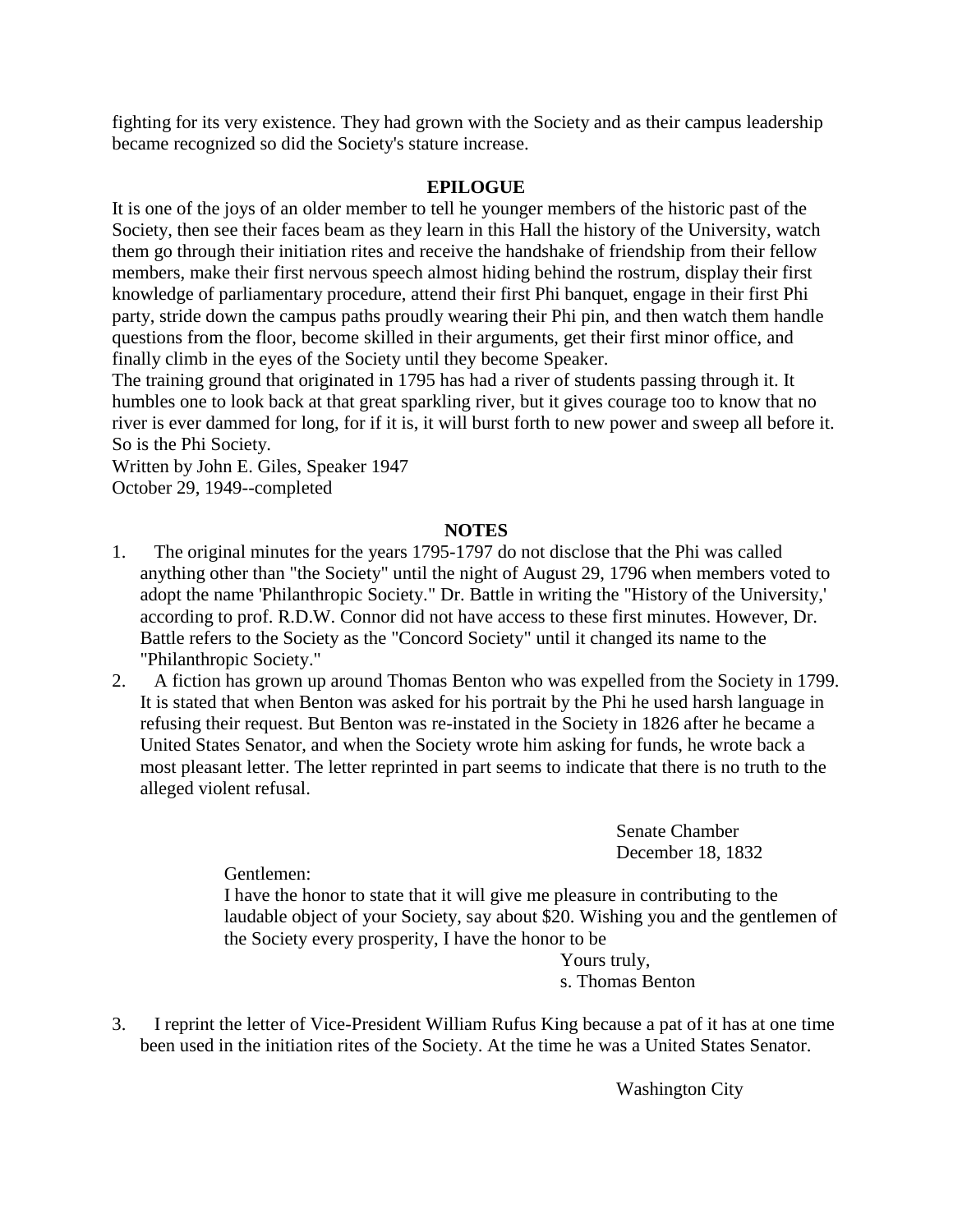fighting for its very existence. They had grown with the Society and as their campus leadership became recognized so did the Society's stature increase.

## EPILOGUE

It is one of the joys of an older member to tell he younger members of the historic past of the Society, then see their faces beam as they learn in this Hall the history of the University, watch them go through their initiation rites and receive the handshake of friendship from their fellow members, make their first nervous speech almost hiding behind the rostrum, display their first knowledge of parliamentary procedure, attend their first Phi banquet, engage in their first Phi party, stride down the campus paths proudly wearing their Phi pin, and then watch them handle questions from the floor, become skilled in their arguments, get their first minor office, and finally climb in the eyes of the Society until they become Speaker.

The training ground that originated in 1795 has had a river of students passing through it. It humbles one to look back at that great sparkling river, but it gives courage too to know that no river is ever dammed for long, for if it is, it will burst forth to new power and sweep all before it. So is the Phi Society.

Written by John E. Giles, Speaker 1947
October 29, 1949--completed

## NOTES

1. The original minutes for the years 1795-1797 do not disclose that the Phi was called anything other than "the Society" until the night of August 29, 1796 when members voted to adopt the name 'Philanthropic Society." Dr. Battle in writing the "History of the University,' according to prof. R.D.W. Connor did not have access to these first minutes. However, Dr. Battle refers to the Society as the "Concord Society" until it changed its name to the "Philanthropic Society."
2. A fiction has grown up around Thomas Benton who was expelled from the Society in 1799. It is stated that when Benton was asked for his portrait by the Phi he used harsh language in refusing their request. But Benton was re-instated in the Society in 1826 after he became a United States Senator, and when the Society wrote him asking for funds, he wrote back a most pleasant letter. The letter reprinted in part seems to indicate that there is no truth to the alleged violent refusal.

> Senate Chamber
> December 18, 1832
>
> Gentlemen:
> I have the honor to state that it will give me pleasure in contributing to the laudable object of your Society, say about $20. Wishing you and the gentlemen of the Society every prosperity, I have the honor to be
>
> Yours truly,
> s. Thomas Benton

3. I reprint the letter of Vice-President William Rufus King because a pat of it has at one time been used in the initiation rites of the Society. At the time he was a United States Senator.

> Washington City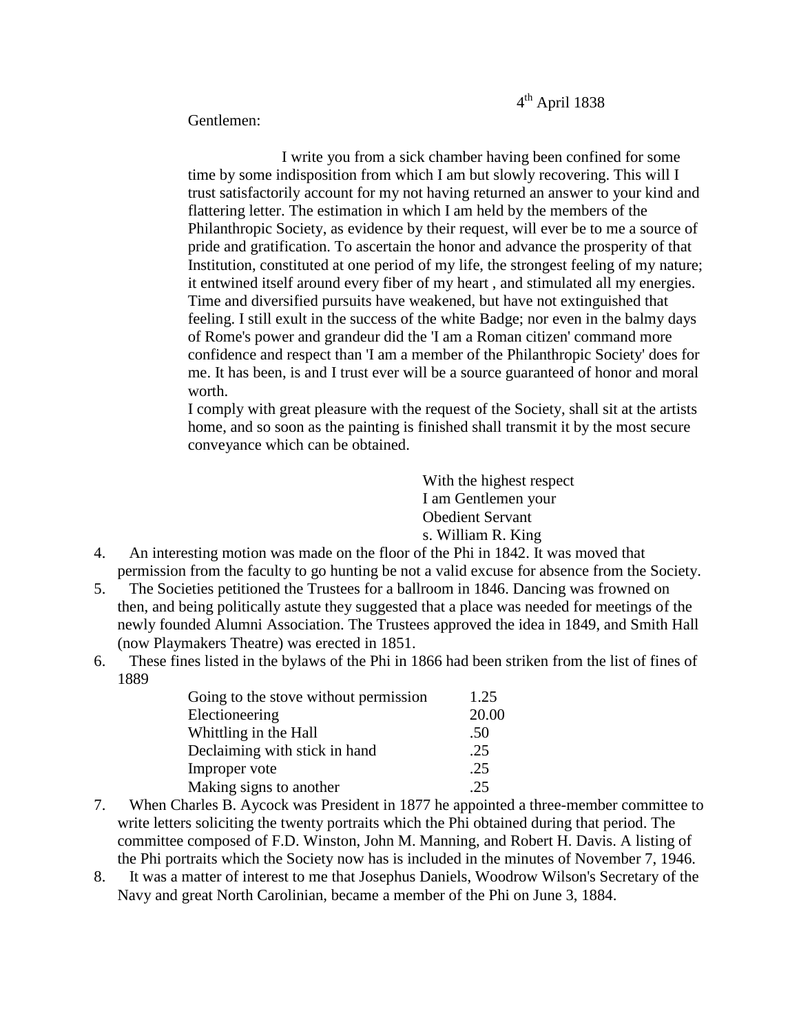4th April 1838

Gentlemen:

I write you from a sick chamber having been confined for some time by some indisposition from which I am but slowly recovering. This will I trust satisfactorily account for my not having returned an answer to your kind and flattering letter. The estimation in which I am held by the members of the Philanthropic Society, as evidence by their request, will ever be to me a source of pride and gratification. To ascertain the honor and advance the prosperity of that Institution, constituted at one period of my life, the strongest feeling of my nature; it entwined itself around every fiber of my heart , and stimulated all my energies. Time and diversified pursuits have weakened, but have not extinguished that feeling. I still exult in the success of the white Badge; nor even in the balmy days of Rome's power and grandeur did the 'I am a Roman citizen' command more confidence and respect than 'I am a member of the Philanthropic Society' does for me. It has been, is and I trust ever will be a source guaranteed of honor and moral worth.

I comply with great pleasure with the request of the Society, shall sit at the artists home, and so soon as the painting is finished shall transmit it by the most secure conveyance which can be obtained.

With the highest respect
I am Gentlemen your
Obedient Servant
s. William R. King

4. An interesting motion was made on the floor of the Phi in 1842. It was moved that permission from the faculty to go hunting be not a valid excuse for absence from the Society.
5. The Societies petitioned the Trustees for a ballroom in 1846. Dancing was frowned on then, and being politically astute they suggested that a place was needed for meetings of the newly founded Alumni Association. The Trustees approved the idea in 1849, and Smith Hall (now Playmakers Theatre) was erected in 1851.
6. These fines listed in the bylaws of the Phi in 1866 had been striken from the list of fines of 1889

| | |
|---|---|
| Going to the stove without permission | 1.25 |
| Electioneering | 20.00 |
| Whittling in the Hall | .50 |
| Declaiming with stick in hand | .25 |
| Improper vote | .25 |
| Making signs to another | .25 |

7. When Charles B. Aycock was President in 1877 he appointed a three-member committee to write letters soliciting the twenty portraits which the Phi obtained during that period. The committee composed of F.D. Winston, John M. Manning, and Robert H. Davis. A listing of the Phi portraits which the Society now has is included in the minutes of November 7, 1946.
8. It was a matter of interest to me that Josephus Daniels, Woodrow Wilson's Secretary of the Navy and great North Carolinian, became a member of the Phi on June 3, 1884.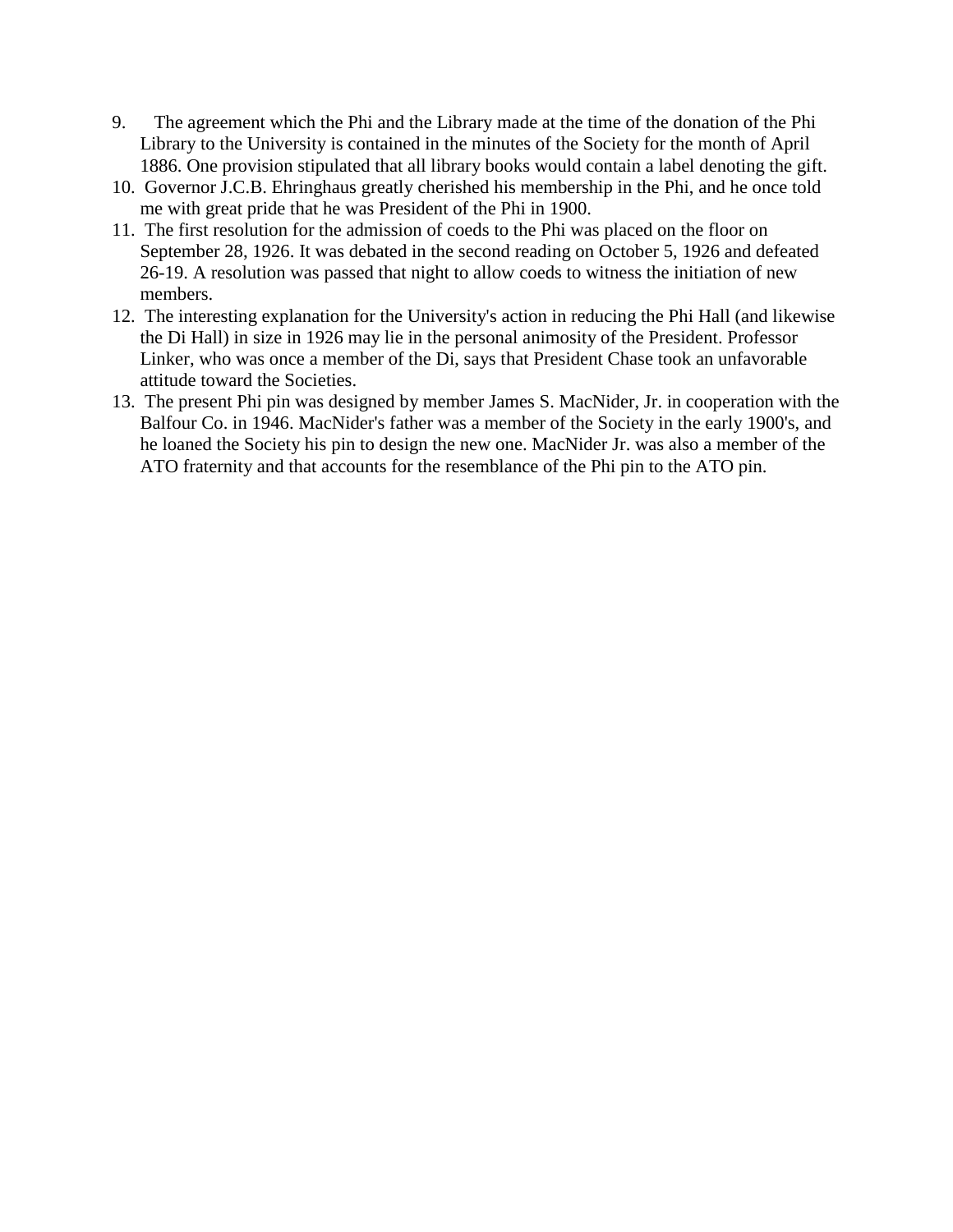9. The agreement which the Phi and the Library made at the time of the donation of the Phi Library to the University is contained in the minutes of the Society for the month of April 1886. One provision stipulated that all library books would contain a label denoting the gift.
10. Governor J.C.B. Ehringhaus greatly cherished his membership in the Phi, and he once told me with great pride that he was President of the Phi in 1900.
11. The first resolution for the admission of coeds to the Phi was placed on the floor on September 28, 1926. It was debated in the second reading on October 5, 1926 and defeated 26-19. A resolution was passed that night to allow coeds to witness the initiation of new members.
12. The interesting explanation for the University's action in reducing the Phi Hall (and likewise the Di Hall) in size in 1926 may lie in the personal animosity of the President. Professor Linker, who was once a member of the Di, says that President Chase took an unfavorable attitude toward the Societies.
13. The present Phi pin was designed by member James S. MacNider, Jr. in cooperation with the Balfour Co. in 1946. MacNider's father was a member of the Society in the early 1900's, and he loaned the Society his pin to design the new one. MacNider Jr. was also a member of the ATO fraternity and that accounts for the resemblance of the Phi pin to the ATO pin.